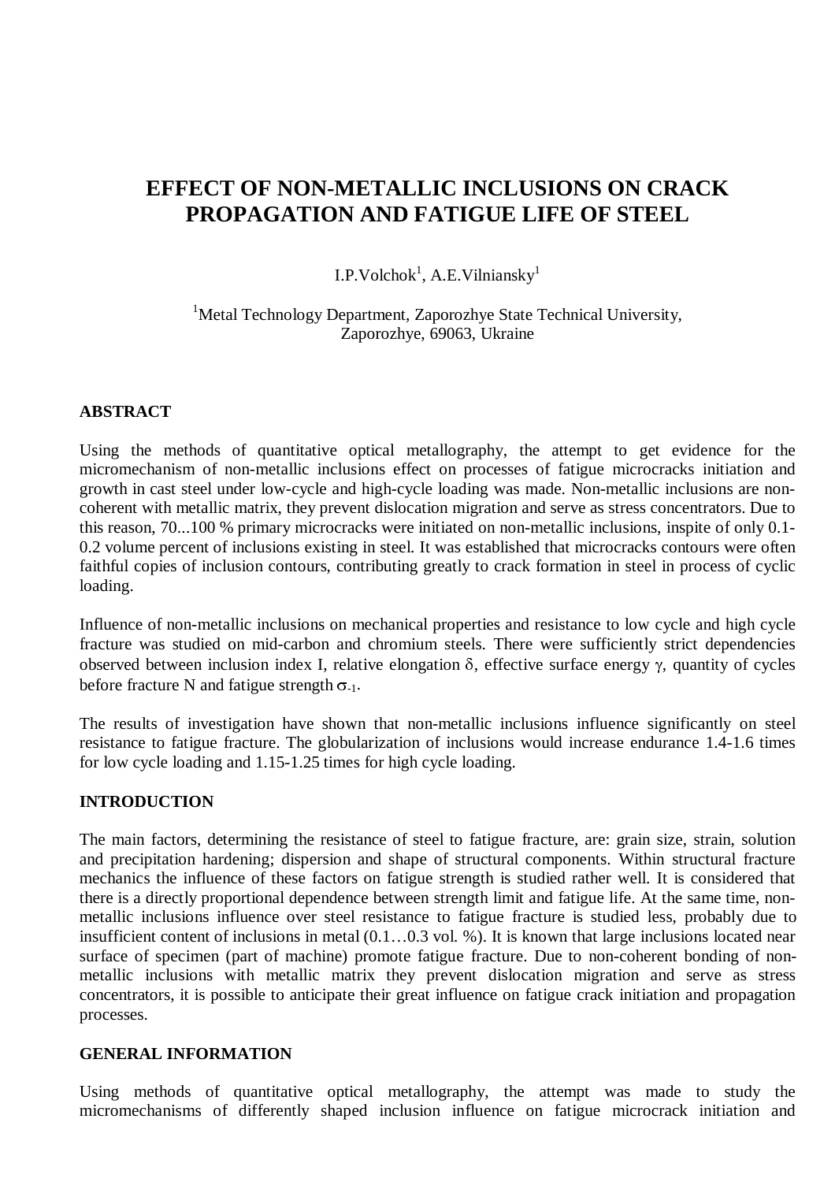# EFFECT OF NON-METALLIC INCLUSIONS ON CRACK PROPAGATION AND FATIGUE LIFE OF STEEL

I.P.Volchok[1], A.E.Vilniansky[1]

[1]Metal Technology Department, Zaporozhye State Technical University, Zaporozhye, 69063, Ukraine

## ABSTRACT

Using the methods of quantitative optical metallography, the attempt to get evidence for the micromechanism of non-metallic inclusions effect on processes of fatigue microcracks initiation and growth in cast steel under low-cycle and high-cycle loading was made. Non-metallic inclusions are non-coherent with metallic matrix, they prevent dislocation migration and serve as stress concentrators. Due to this reason, 70...100 % primary microcracks were initiated on non-metallic inclusions, inspite of only 0.1-0.2 volume percent of inclusions existing in steel. It was established that microcracks contours were often faithful copies of inclusion contours, contributing greatly to crack formation in steel in process of cyclic loading.

Influence of non-metallic inclusions on mechanical properties and resistance to low cycle and high cycle fracture was studied on mid-carbon and chromium steels. There were sufficiently strict dependencies observed between inclusion index I, relative elongation $\delta$, effective surface energy $\gamma$, quantity of cycles before fracture N and fatigue strength $\sigma_{-1}$.

The results of investigation have shown that non-metallic inclusions influence significantly on steel resistance to fatigue fracture. The globularization of inclusions would increase endurance 1.4-1.6 times for low cycle loading and 1.15-1.25 times for high cycle loading.

## INTRODUCTION

The main factors, determining the resistance of steel to fatigue fracture, are: grain size, strain, solution and precipitation hardening; dispersion and shape of structural components. Within structural fracture mechanics the influence of these factors on fatigue strength is studied rather well. It is considered that there is a directly proportional dependence between strength limit and fatigue life. At the same time, non-metallic inclusions influence over steel resistance to fatigue fracture is studied less, probably due to insufficient content of inclusions in metal (0.1…0.3 vol. %). It is known that large inclusions located near surface of specimen (part of machine) promote fatigue fracture. Due to non-coherent bonding of non-metallic inclusions with metallic matrix they prevent dislocation migration and serve as stress concentrators, it is possible to anticipate their great influence on fatigue crack initiation and propagation processes.

## GENERAL INFORMATION

Using methods of quantitative optical metallography, the attempt was made to study the micromechanisms of differently shaped inclusion influence on fatigue microcrack initiation and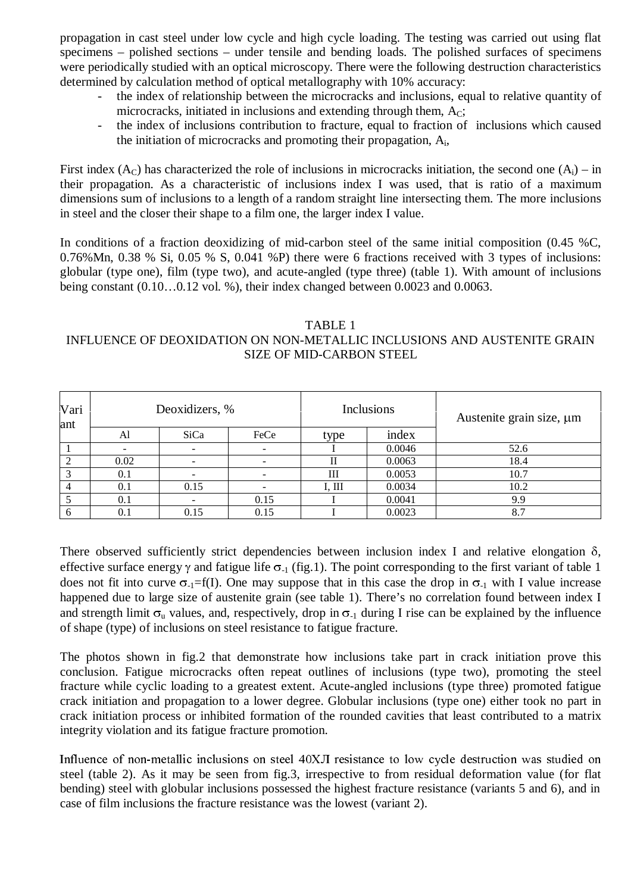propagation in cast steel under low cycle and high cycle loading. The testing was carried out using flat specimens – polished sections – under tensile and bending loads. The polished surfaces of specimens were periodically studied with an optical microscopy. There were the following destruction characteristics determined by calculation method of optical metallography with 10% accuracy:

- the index of relationship between the microcracks and inclusions, equal to relative quantity of microcracks, initiated in inclusions and extending through them, $A_C$;
- the index of inclusions contribution to fracture, equal to fraction of inclusions which caused the initiation of microcracks and promoting their propagation, $A_i$,

First index ($A_C$) has characterized the role of inclusions in microcracks initiation, the second one ($A_i$) – in their propagation. As a characteristic of inclusions index I was used, that is ratio of a maximum dimensions sum of inclusions to a length of a random straight line intersecting them. The more inclusions in steel and the closer their shape to a film one, the larger index I value.

In conditions of a fraction deoxidizing of mid-carbon steel of the same initial composition (0.45 %C, 0.76%Mn, 0.38 % Si, 0.05 % S, 0.041 %P) there were 6 fractions received with 3 types of inclusions: globular (type one), film (type two), and acute-angled (type three) (table 1). With amount of inclusions being constant (0.10…0.12 vol. %), their index changed between 0.0023 and 0.0063.

TABLE 1
INFLUENCE OF DEOXIDATION ON NON-METALLIC INCLUSIONS AND AUSTENITE GRAIN SIZE OF MID-CARBON STEEL

| Variant | Deoxidizers, % | | | Inclusions | | Austenite grain size, μm |
|---|---|---|---|---|---|---|
| | Al | SiCa | FeCe | type | index | |
| 1 | - | - | - | I | 0.0046 | 52.6 |
| 2 | 0.02 | - | - | II | 0.0063 | 18.4 |
| 3 | 0.1 | - | - | III | 0.0053 | 10.7 |
| 4 | 0.1 | 0.15 | - | I, III | 0.0034 | 10.2 |
| 5 | 0.1 | - | 0.15 | I | 0.0041 | 9.9 |
| 6 | 0.1 | 0.15 | 0.15 | I | 0.0023 | 8.7 |

There observed sufficiently strict dependencies between inclusion index I and relative elongation $\delta$, effective surface energy $\gamma$ and fatigue life $\sigma_{-1}$ (fig.1). The point corresponding to the first variant of table 1 does not fit into curve $\sigma_{-1}=f(I)$. One may suppose that in this case the drop in $\sigma_{-1}$ with I value increase happened due to large size of austenite grain (see table 1). There's no correlation found between index I and strength limit $\sigma_u$ values, and, respectively, drop in $\sigma_{-1}$ during I rise can be explained by the influence of shape (type) of inclusions on steel resistance to fatigue fracture.

The photos shown in fig.2 that demonstrate how inclusions take part in crack initiation prove this conclusion. Fatigue microcracks often repeat outlines of inclusions (type two), promoting the steel fracture while cyclic loading to a greatest extent. Acute-angled inclusions (type three) promoted fatigue crack initiation and propagation to a lower degree. Globular inclusions (type one) either took no part in crack initiation process or inhibited formation of the rounded cavities that least contributed to a matrix integrity violation and its fatigue fracture promotion.

Influence of non-metallic inclusions on steel 40ХЛ resistance to low cycle destruction was studied on steel (table 2). As it may be seen from fig.3, irrespective to from residual deformation value (for flat bending) steel with globular inclusions possessed the highest fracture resistance (variants 5 and 6), and in case of film inclusions the fracture resistance was the lowest (variant 2).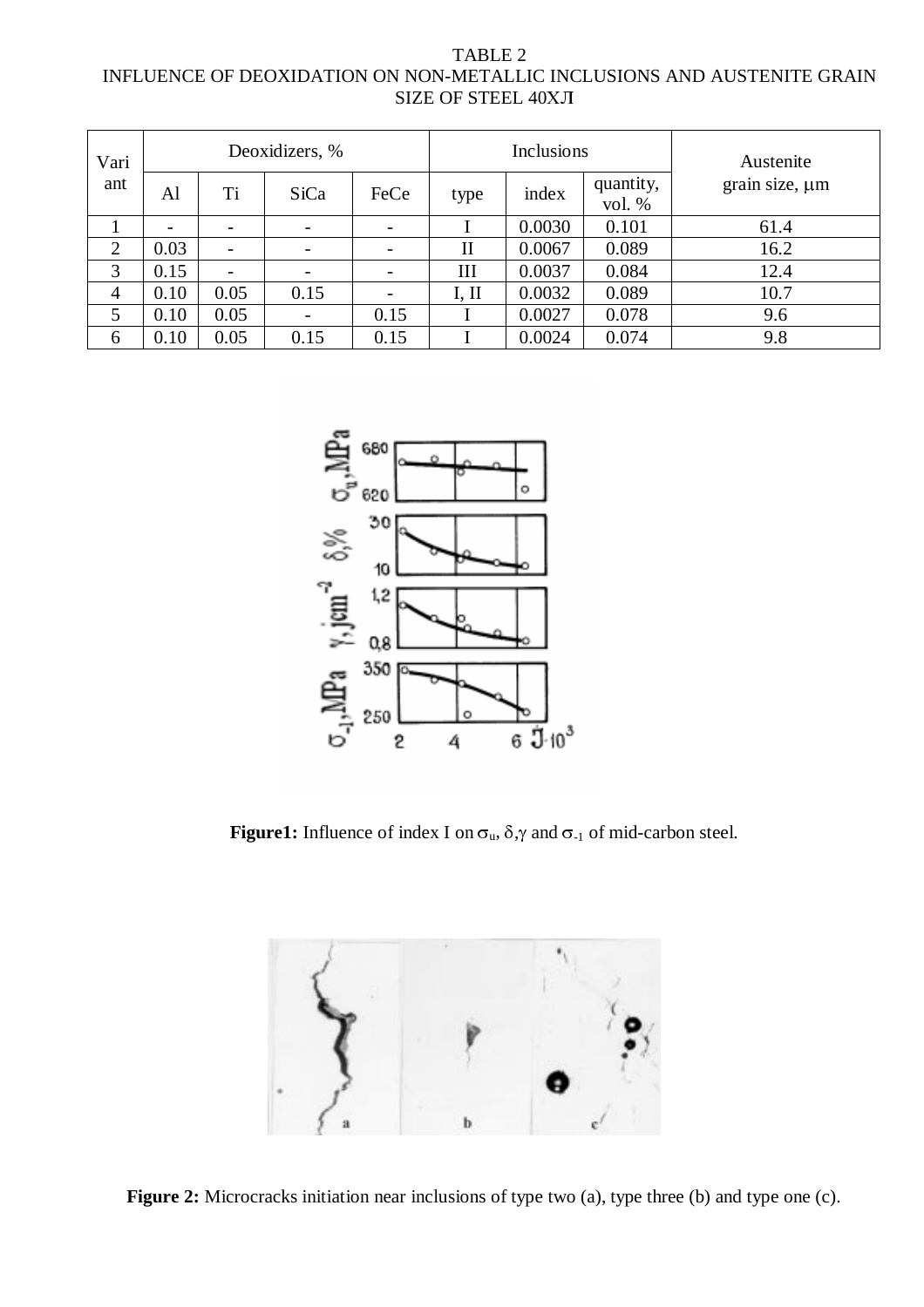TABLE 2
INFLUENCE OF DEOXIDATION ON NON-METALLIC INCLUSIONS AND AUSTENITE GRAIN SIZE OF STEEL 40XЛ

| Variant | Deoxidizers, % | | | | Inclusions | | | Austenite grain size, μm |
|---|---|---|---|---|---|---|---|---|
| | Al | Ti | SiCa | FeCe | type | index | quantity, vol. % | |
| 1 | - | - | - | - | I | 0.0030 | 0.101 | 61.4 |
| 2 | 0.03 | - | - | - | II | 0.0067 | 0.089 | 16.2 |
| 3 | 0.15 | - | - | - | III | 0.0037 | 0.084 | 12.4 |
| 4 | 0.10 | 0.05 | 0.15 | - | I, II | 0.0032 | 0.089 | 10.7 |
| 5 | 0.10 | 0.05 | - | 0.15 | I | 0.0027 | 0.078 | 9.6 |
| 6 | 0.10 | 0.05 | 0.15 | 0.15 | I | 0.0024 | 0.074 | 9.8 |

**Figure1:** Influence of index I on $\sigma_u$, $\delta$, $\gamma$ and $\sigma_{-1}$ of mid-carbon steel.

**Figure 2:** Microcracks initiation near inclusions of type two (a), type three (b) and type one (c).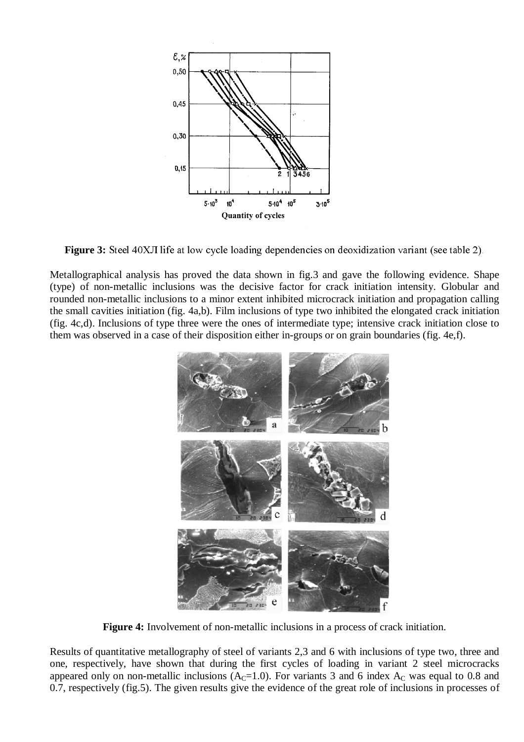**Figure 3:** Steel 40ХЛ life at low cycle loading dependencies on deoxidization variant (see table 2).

Metallographical analysis has proved the data shown in fig.3 and gave the following evidence. Shape (type) of non-metallic inclusions was the decisive factor for crack initiation intensity. Globular and rounded non-metallic inclusions to a minor extent inhibited microcrack initiation and propagation calling the small cavities initiation (fig. 4a,b). Film inclusions of type two inhibited the elongated crack initiation (fig. 4c,d). Inclusions of type three were the ones of intermediate type; intensive crack initiation close to them was observed in a case of their disposition either in-groups or on grain boundaries (fig. 4e,f).

**Figure 4:** Involvement of non-metallic inclusions in a process of crack initiation.

Results of quantitative metallography of steel of variants 2,3 and 6 with inclusions of type two, three and one, respectively, have shown that during the first cycles of loading in variant 2 steel microcracks appeared only on non-metallic inclusions ($A_C$=1.0). For variants 3 and 6 index $A_C$ was equal to 0.8 and 0.7, respectively (fig.5). The given results give the evidence of the great role of inclusions in processes of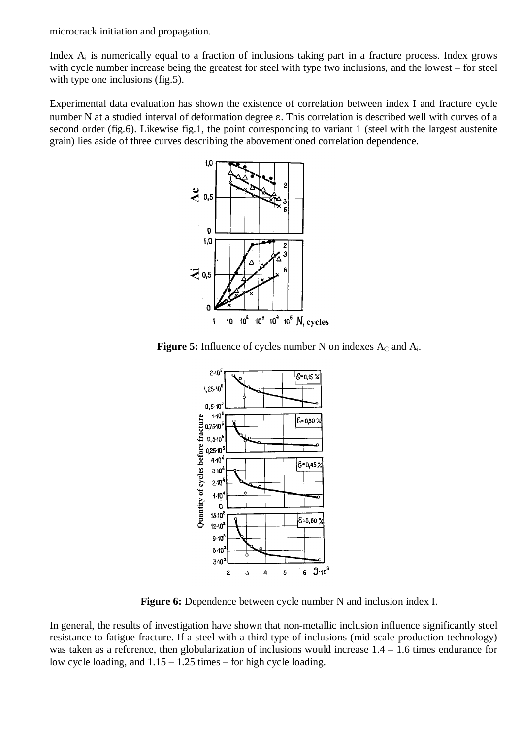microcrack initiation and propagation.

Index $A_i$ is numerically equal to a fraction of inclusions taking part in a fracture process. Index grows with cycle number increase being the greatest for steel with type two inclusions, and the lowest – for steel with type one inclusions (fig.5).

Experimental data evaluation has shown the existence of correlation between index I and fracture cycle number N at a studied interval of deformation degree $\varepsilon$. This correlation is described well with curves of a second order (fig.6). Likewise fig.1, the point corresponding to variant 1 (steel with the largest austenite grain) lies aside of three curves describing the abovementioned correlation dependence.

Ac
1,0
0,5
0
2
3
6

Ai
1,0
0,5
0
2
3
6

1 10 10$^2$ 10$^3$ 10$^4$ 10$^5$ N, cycles

**Figure 5:** Influence of cycles number N on indexes $A_C$ and $A_i$.

Quantity of cycles before fracture

2·10$^5$
1,25·10$^5$
0,5·10$^5$
ε=0,15 %

1·10$^5$
0,75·10$^5$
0,5·10$^5$
0,25·10$^5$
ε=0,30 %

4·10$^4$
3·10$^4$
2·10$^4$
1·10$^4$
0
ε=0,45 %

15·10$^3$
12·10$^3$
9·10$^3$
6·10$^3$
3·10$^3$
ε=0,60 %

2 3 4 5 6 J·10$^3$

**Figure 6:** Dependence between cycle number N and inclusion index I.

In general, the results of investigation have shown that non-metallic inclusion influence significantly steel resistance to fatigue fracture. If a steel with a third type of inclusions (mid-scale production technology) was taken as a reference, then globularization of inclusions would increase 1.4 – 1.6 times endurance for low cycle loading, and 1.15 – 1.25 times – for high cycle loading.